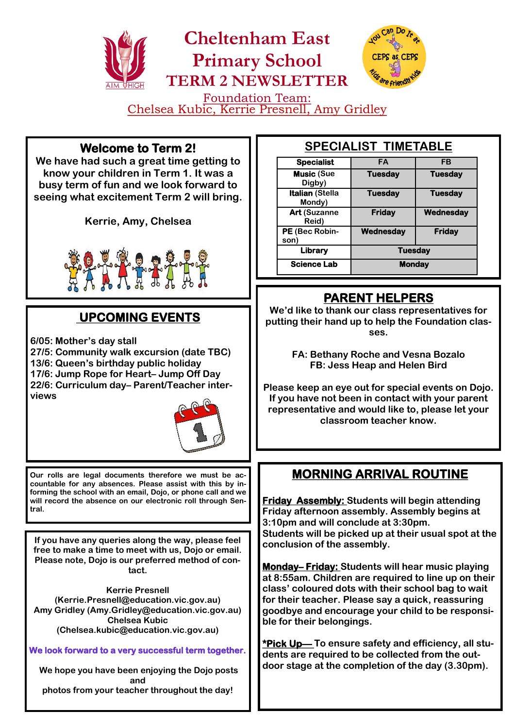# Cheltenham East Primary School

## TERM 2 NEWSLETTER

Foundation Team:
Chelsea Kubic, Kerrie Presnell, Amy Gridley

### Welcome to Term 2!

**We have had such a great time getting to know your children in Term 1. It was a busy term of fun and we look forward to seeing what excitement Term 2 will bring.**

**Kerrie, Amy, Chelsea**

### UPCOMING EVENTS

**6/05: Mother's day stall**
**27/5: Community walk excursion (date TBC)**
**13/6: Queen's birthday public holiday**
**17/6: Jump Rope for Heart– Jump Off Day**
**22/6: Curriculum day– Parent/Teacher interviews**

**Our rolls are legal documents therefore we must be accountable for any absences. Please assist with this by informing the school with an email, Dojo, or phone call and we will record the absence on our electronic roll through Sentral.**

**If you have any queries along the way, please feel free to make a time to meet with us, Dojo or email. Please note, Dojo is our preferred method of contact.**

**Kerrie Presnell**
**(Kerrie.Presnell@education.vic.gov.au)**
**Amy Gridley (Amy.Gridley@education.vic.gov.au)**
**Chelsea Kubic**
**(Chelsea.kubic@education.vic.gov.au)**

**We look forward to a very successful term together.**

**We hope you have been enjoying the Dojo posts and photos from your teacher throughout the day!**

### SPECIALIST TIMETABLE

| Specialist | FA | FB |
|---|---|---|
| **Music** (Sue Digby) | Tuesday | Tuesday |
| **Italian** (Stella Mondy) | Tuesday | Tuesday |
| **Art** (Suzanne Reid) | Friday | Wednesday |
| **PE** (Bec Robinson) | Wednesday | Friday |
| **Library** | Tuesday | |
| **Science Lab** | Monday | |

### PARENT HELPERS

**We'd like to thank our class representatives for putting their hand up to help the Foundation classes.**

**FA: Bethany Roche and Vesna Bozalo**
**FB: Jess Heap and Helen Bird**

**Please keep an eye out for special events on Dojo. If you have not been in contact with your parent representative and would like to, please let your classroom teacher know.**

### MORNING ARRIVAL ROUTINE

**Friday Assembly:** **Students will begin attending Friday afternoon assembly. Assembly begins at 3:10pm and will conclude at 3:30pm. Students will be picked up at their usual spot at the conclusion of the assembly.**

**Monday– Friday:** **Students will hear music playing at 8:55am. Children are required to line up on their class' coloured dots with their school bag to wait for their teacher. Please say a quick, reassuring goodbye and encourage your child to be responsible for their belongings.**

**\*Pick Up—** **To ensure safety and efficiency, all students are required to be collected from the outdoor stage at the completion of the day (3.30pm).**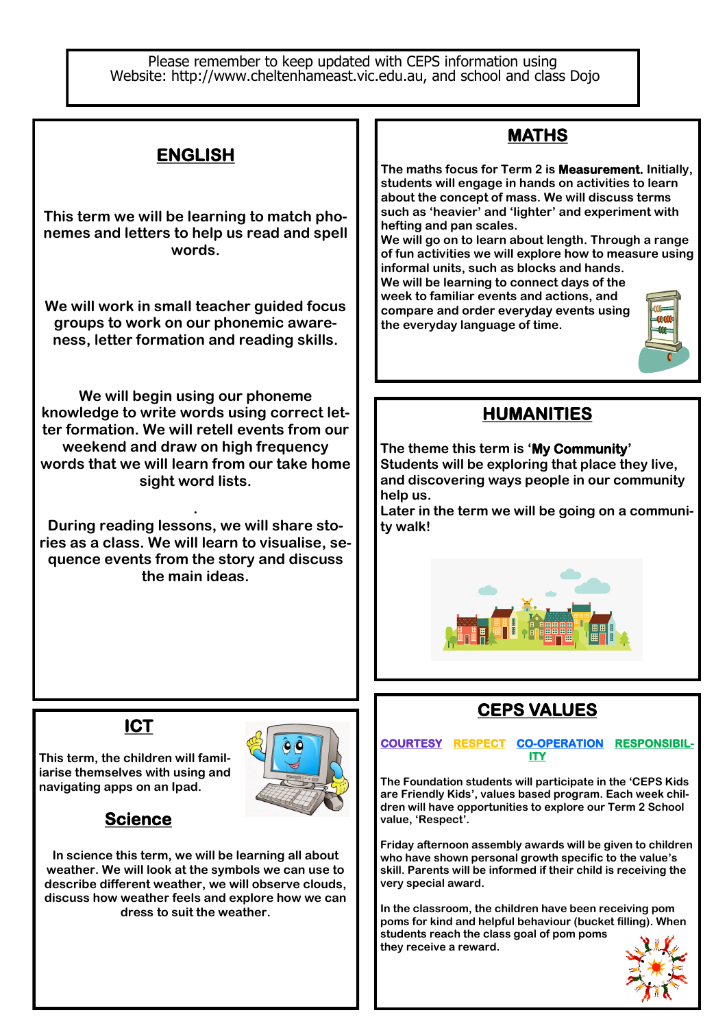Please remember to keep updated with CEPS information using
Website: http://www.cheltenhameast.vic.edu.au, and school and class Dojo

## ENGLISH

**This term we will be learning to match phonemes and letters to help us read and spell words.**

**We will work in small teacher guided focus groups to work on our phonemic awareness, letter formation and reading skills.**

**We will begin using our phoneme knowledge to write words using correct letter formation. We will retell events from our weekend and draw on high frequency words that we will learn from our take home sight word lists.**

**During reading lessons, we will share stories as a class. We will learn to visualise, sequence events from the story and discuss the main ideas.**

## ICT

**This term, the children will familiarise themselves with using and navigating apps on an Ipad.**

## Science

**In science this term, we will be learning all about weather. We will look at the symbols we can use to describe different weather, we will observe clouds, discuss how weather feels and explore how we can dress to suit the weather.**

## MATHS

**The maths focus for Term 2 is Measurement. Initially, students will engage in hands on activities to learn about the concept of mass. We will discuss terms such as 'heavier' and 'lighter' and experiment with hefting and pan scales.**
**We will go on to learn about length. Through a range of fun activities we will explore how to measure using informal units, such as blocks and hands.**
**We will be learning to connect days of the week to familiar events and actions, and compare and order everyday events using the everyday language of time.**

## HUMANITIES

**The theme this term is 'My Community'**
**Students will be exploring that place they live, and discovering ways people in our community help us.**
**Later in the term we will be going on a community walk!**

## CEPS VALUES

**COURTESY RESPECT CO-OPERATION RESPONSIBILITY**

**The Foundation students will participate in the 'CEPS Kids are Friendly Kids', values based program. Each week children will have opportunities to explore our Term 2 School value, 'Respect'.**

**Friday afternoon assembly awards will be given to children who have shown personal growth specific to the value's skill. Parents will be informed if their child is receiving the very special award.**

**In the classroom, the children have been receiving pom poms for kind and helpful behaviour (bucket filling). When students reach the class goal of pom poms they receive a reward.**